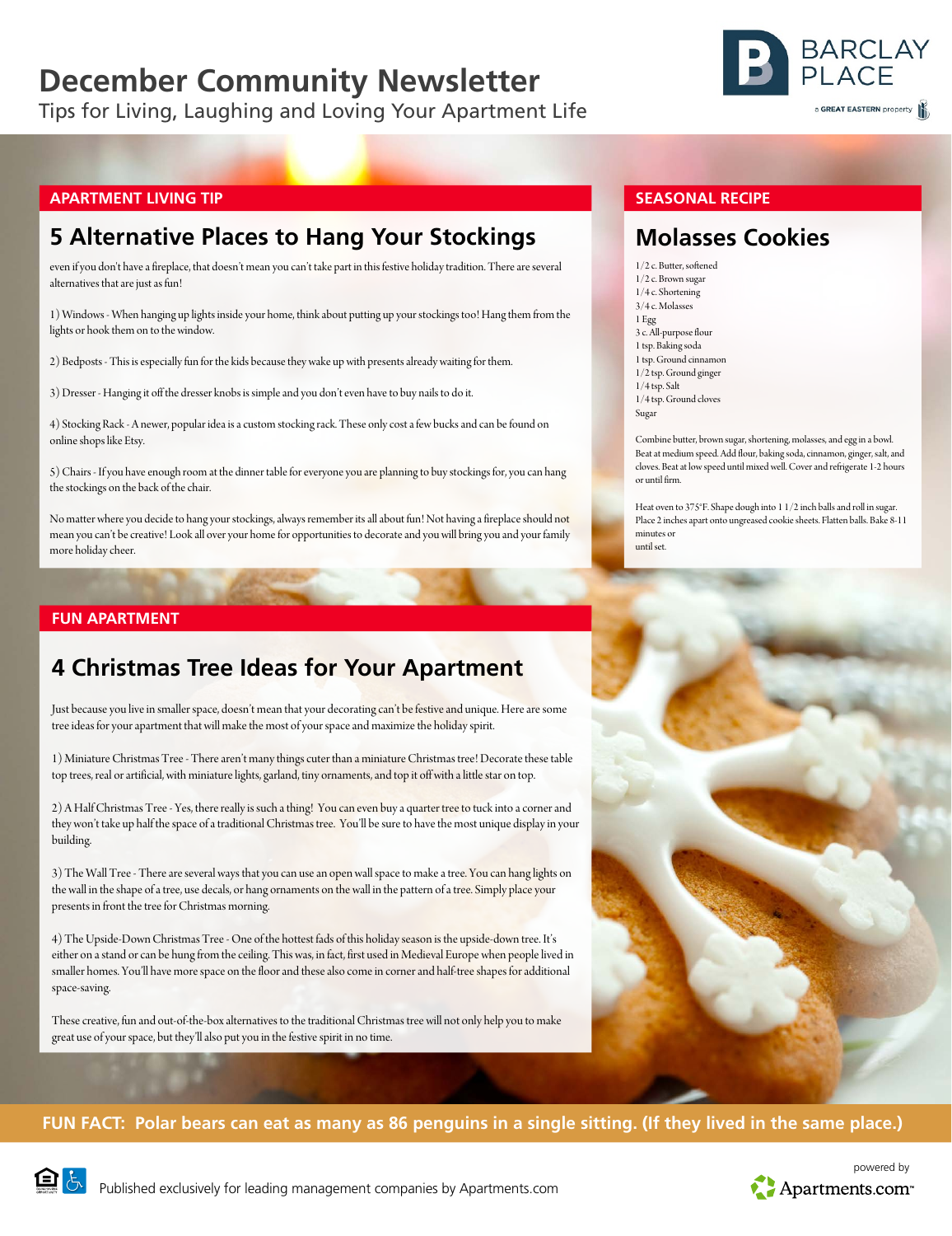# December Community Newsletter

Tips for Living, Laughing and Loving Your Apartment Life

BARCLAY PLACE

a GREAT EASTERN property

APARTMENT LIVING TIP

## 5 Alternative Places to Hang Your Stockings

even if you don't have a fireplace, that doesn't mean you can't take part in this festive holiday tradition. There are several alternatives that are just as fun!

1) Windows - When hanging up lights inside your home, think about putting up your stockings too! Hang them from the lights or hook them on to the window.

2) Bedposts - This is especially fun for the kids because they wake up with presents already waiting for them.

3) Dresser - Hanging it off the dresser knobs is simple and you don't even have to buy nails to do it.

4) Stocking Rack - A newer, popular idea is a custom stocking rack. These only cost a few bucks and can be found on online shops like Etsy.

5) Chairs - If you have enough room at the dinner table for everyone you are planning to buy stockings for, you can hang the stockings on the back of the chair.

No matter where you decide to hang your stockings, always remember its all about fun! Not having a fireplace should not mean you can't be creative! Look all over your home for opportunities to decorate and you will bring you and your family more holiday cheer.

SEASONAL RECIPE

## Molasses Cookies

1/2 c. Butter, softened
1/2 c. Brown sugar
1/4 c. Shortening
3/4 c. Molasses
1 Egg
3 c. All-purpose flour
1 tsp. Baking soda
1 tsp. Ground cinnamon
1/2 tsp. Ground ginger
1/4 tsp. Salt
1/4 tsp. Ground cloves
Sugar

Combine butter, brown sugar, shortening, molasses, and egg in a bowl. Beat at medium speed. Add flour, baking soda, cinnamon, ginger, salt, and cloves. Beat at low speed until mixed well. Cover and refrigerate 1-2 hours or until firm.

Heat oven to 375°F. Shape dough into 1 1/2 inch balls and roll in sugar. Place 2 inches apart onto ungreased cookie sheets. Flatten balls. Bake 8-11 minutes or until set.

FUN APARTMENT

## 4 Christmas Tree Ideas for Your Apartment

Just because you live in smaller space, doesn't mean that your decorating can't be festive and unique. Here are some tree ideas for your apartment that will make the most of your space and maximize the holiday spirit.

1) Miniature Christmas Tree - There aren't many things cuter than a miniature Christmas tree! Decorate these table top trees, real or artificial, with miniature lights, garland, tiny ornaments, and top it off with a little star on top.

2) A Half Christmas Tree - Yes, there really is such a thing! You can even buy a quarter tree to tuck into a corner and they won't take up half the space of a traditional Christmas tree. You'll be sure to have the most unique display in your building.

3) The Wall Tree - There are several ways that you can use an open wall space to make a tree. You can hang lights on the wall in the shape of a tree, use decals, or hang ornaments on the wall in the pattern of a tree. Simply place your presents in front the tree for Christmas morning.

4) The Upside-Down Christmas Tree - One of the hottest fads of this holiday season is the upside-down tree. It's either on a stand or can be hung from the ceiling. This was, in fact, first used in Medieval Europe when people lived in smaller homes. You'll have more space on the floor and these also come in corner and half-tree shapes for additional space-saving.

These creative, fun and out-of-the-box alternatives to the traditional Christmas tree will not only help you to make great use of your space, but they'll also put you in the festive spirit in no time.

**FUN FACT: Polar bears can eat as many as 86 penguins in a single sitting. (If they lived in the same place.)**

Published exclusively for leading management companies by Apartments.com

powered by Apartments.com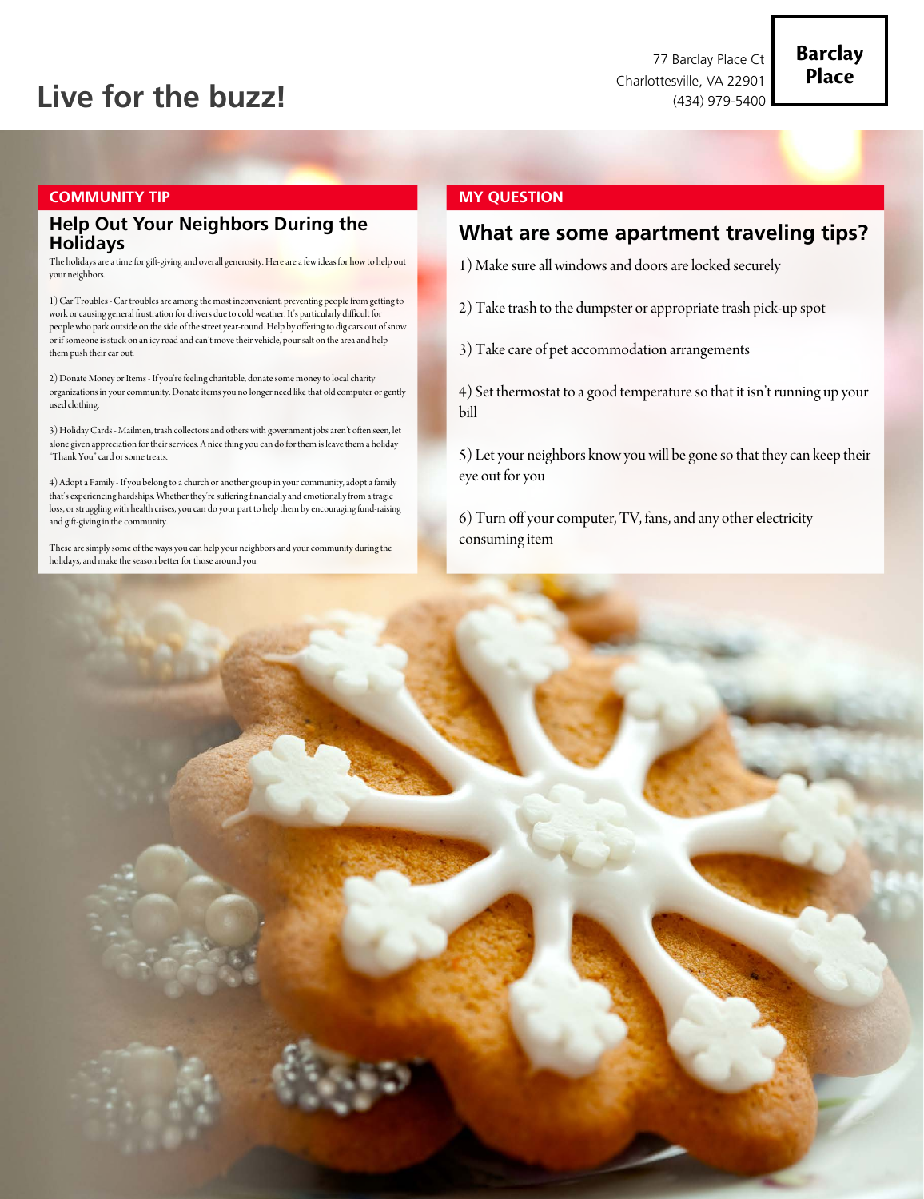# Live for the buzz!

77 Barclay Place Ct
Charlottesville, VA 22901
(434) 979-5400

**Barclay Place**

## COMMUNITY TIP

### Help Out Your Neighbors During the Holidays

The holidays are a time for gift-giving and overall generosity. Here are a few ideas for how to help out your neighbors.

1) Car Troubles - Car troubles are among the most inconvenient, preventing people from getting to work or causing general frustration for drivers due to cold weather. It's particularly difficult for people who park outside on the side of the street year-round. Help by offering to dig cars out of snow or if someone is stuck on an icy road and can't move their vehicle, pour salt on the area and help them push their car out.

2) Donate Money or Items - If you're feeling charitable, donate some money to local charity organizations in your community. Donate items you no longer need like that old computer or gently used clothing.

3) Holiday Cards - Mailmen, trash collectors and others with government jobs aren't often seen, let alone given appreciation for their services. A nice thing you can do for them is leave them a holiday "Thank You" card or some treats.

4) Adopt a Family - If you belong to a church or another group in your community, adopt a family that's experiencing hardships. Whether they're suffering financially and emotionally from a tragic loss, or struggling with health crises, you can do your part to help them by encouraging fund-raising and gift-giving in the community.

These are simply some of the ways you can help your neighbors and your community during the holidays, and make the season better for those around you.

## MY QUESTION

### What are some apartment traveling tips?

1) Make sure all windows and doors are locked securely

2) Take trash to the dumpster or appropriate trash pick-up spot

3) Take care of pet accommodation arrangements

4) Set thermostat to a good temperature so that it isn't running up your bill

5) Let your neighbors know you will be gone so that they can keep their eye out for you

6) Turn off your computer, TV, fans, and any other electricity consuming item